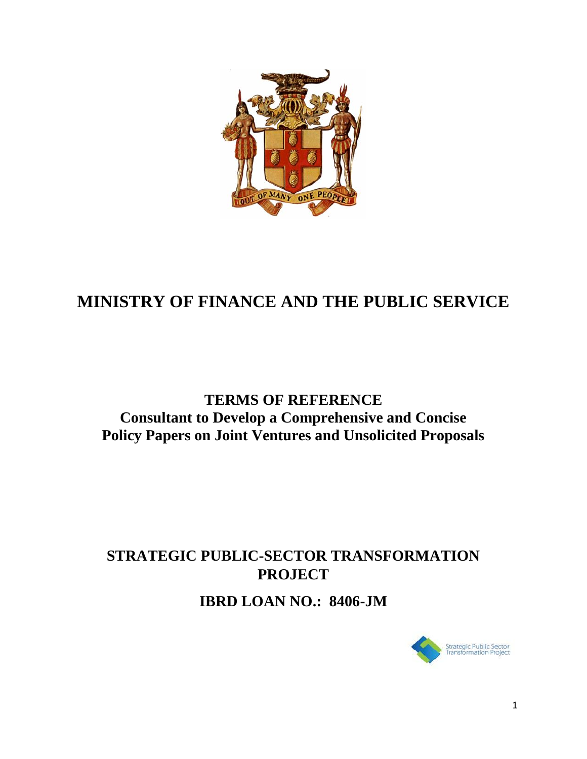# MINISTRY OF FINANCE AND THE PUBLIC SERVICE

## TERMS OF REFERENCE
## Consultant to Develop a Comprehensive and Concise Policy Papers on Joint Ventures and Unsolicited Proposals

## STRATEGIC PUBLIC-SECTOR TRANSFORMATION PROJECT

## IBRD LOAN NO.: 8406-JM

Strategic Public Sector Transformation Project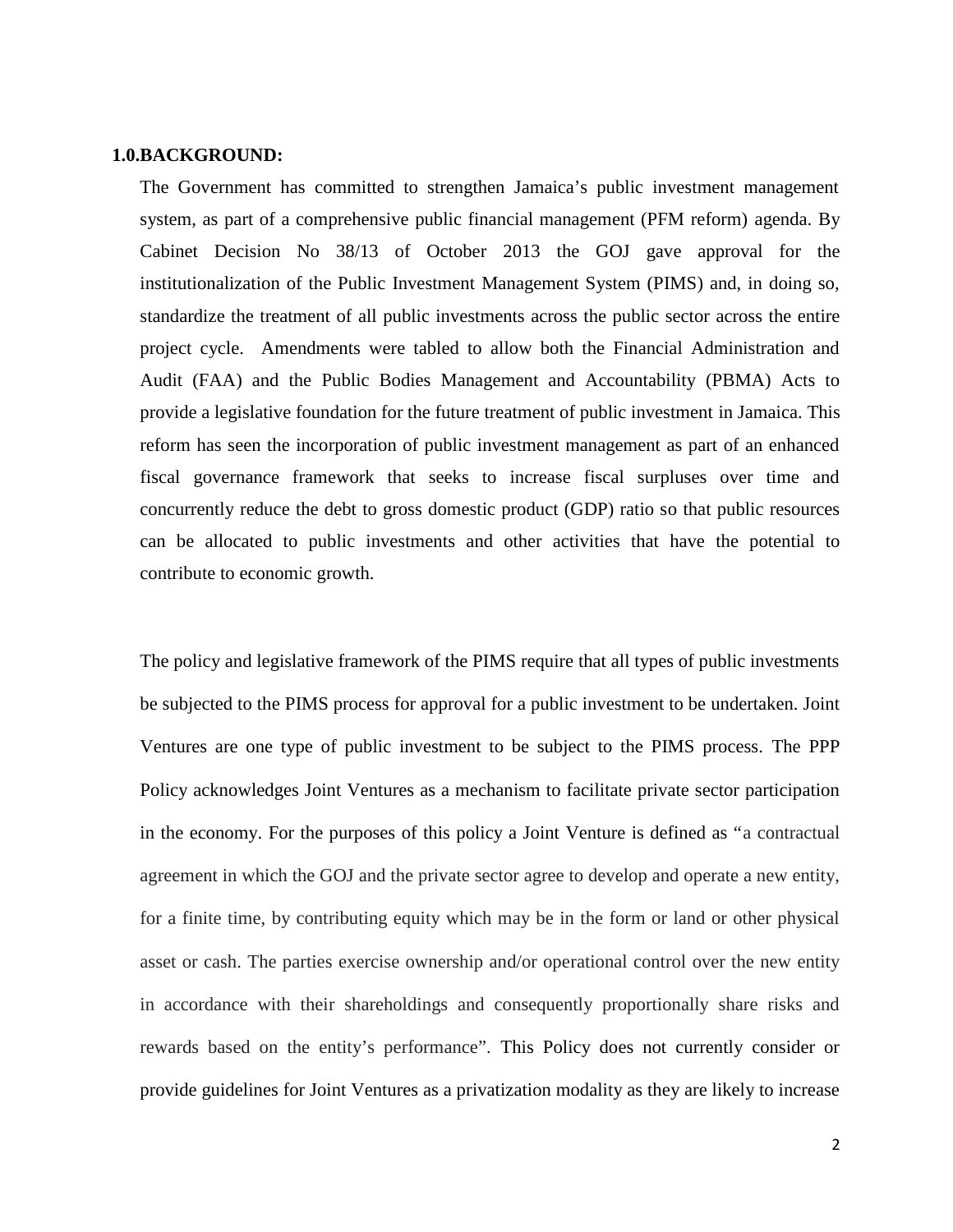## 1.0.BACKGROUND:

The Government has committed to strengthen Jamaica's public investment management system, as part of a comprehensive public financial management (PFM reform) agenda. By Cabinet Decision No 38/13 of October 2013 the GOJ gave approval for the institutionalization of the Public Investment Management System (PIMS) and, in doing so, standardize the treatment of all public investments across the public sector across the entire project cycle. Amendments were tabled to allow both the Financial Administration and Audit (FAA) and the Public Bodies Management and Accountability (PBMA) Acts to provide a legislative foundation for the future treatment of public investment in Jamaica. This reform has seen the incorporation of public investment management as part of an enhanced fiscal governance framework that seeks to increase fiscal surpluses over time and concurrently reduce the debt to gross domestic product (GDP) ratio so that public resources can be allocated to public investments and other activities that have the potential to contribute to economic growth.

The policy and legislative framework of the PIMS require that all types of public investments be subjected to the PIMS process for approval for a public investment to be undertaken. Joint Ventures are one type of public investment to be subject to the PIMS process. The PPP Policy acknowledges Joint Ventures as a mechanism to facilitate private sector participation in the economy. For the purposes of this policy a Joint Venture is defined as "a contractual agreement in which the GOJ and the private sector agree to develop and operate a new entity, for a finite time, by contributing equity which may be in the form or land or other physical asset or cash. The parties exercise ownership and/or operational control over the new entity in accordance with their shareholdings and consequently proportionally share risks and rewards based on the entity's performance". This Policy does not currently consider or provide guidelines for Joint Ventures as a privatization modality as they are likely to increase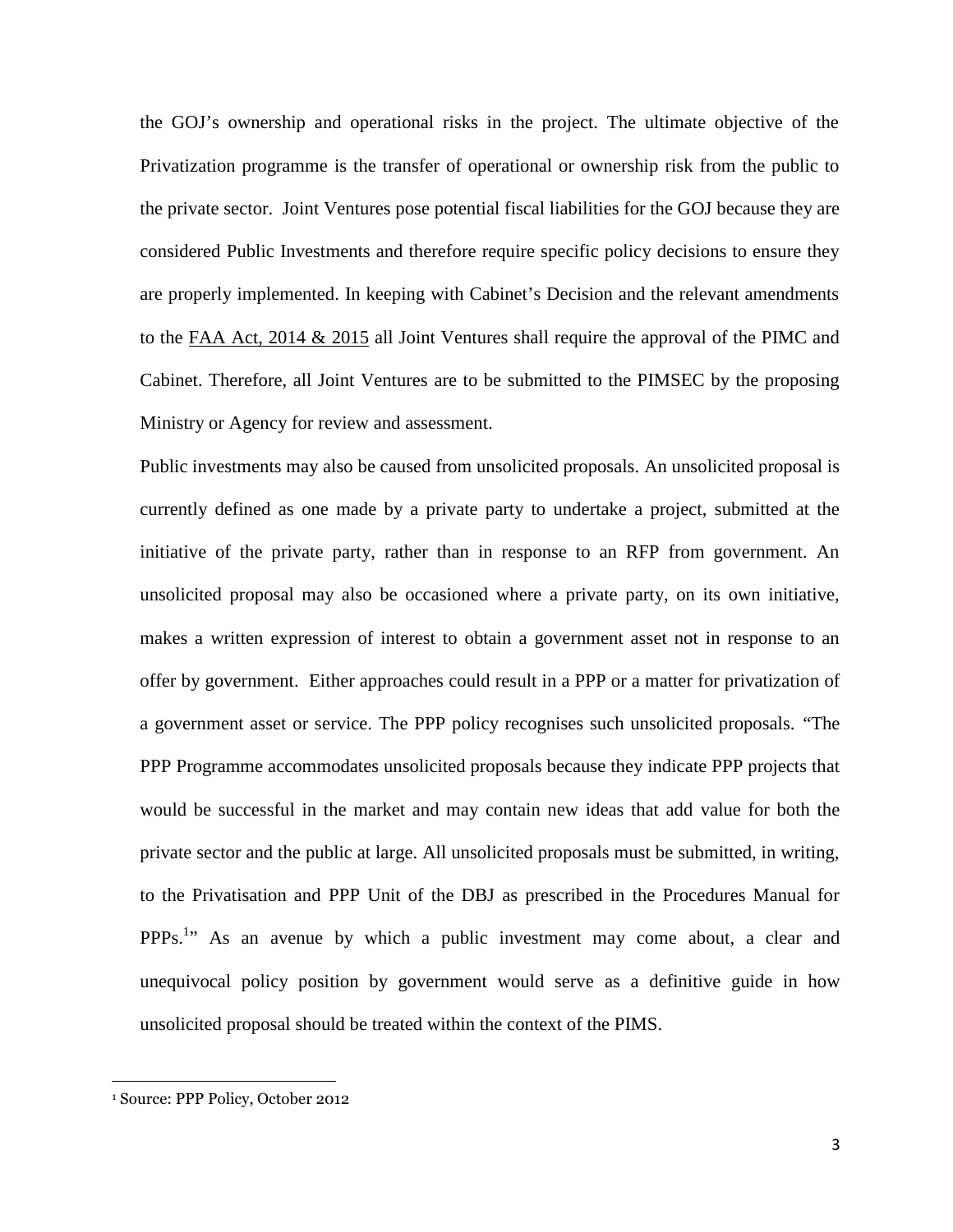the GOJ's ownership and operational risks in the project. The ultimate objective of the Privatization programme is the transfer of operational or ownership risk from the public to the private sector. Joint Ventures pose potential fiscal liabilities for the GOJ because they are considered Public Investments and therefore require specific policy decisions to ensure they are properly implemented. In keeping with Cabinet's Decision and the relevant amendments to the FAA Act, 2014 & 2015 all Joint Ventures shall require the approval of the PIMC and Cabinet. Therefore, all Joint Ventures are to be submitted to the PIMSEC by the proposing Ministry or Agency for review and assessment.

Public investments may also be caused from unsolicited proposals. An unsolicited proposal is currently defined as one made by a private party to undertake a project, submitted at the initiative of the private party, rather than in response to an RFP from government. An unsolicited proposal may also be occasioned where a private party, on its own initiative, makes a written expression of interest to obtain a government asset not in response to an offer by government. Either approaches could result in a PPP or a matter for privatization of a government asset or service. The PPP policy recognises such unsolicited proposals. "The PPP Programme accommodates unsolicited proposals because they indicate PPP projects that would be successful in the market and may contain new ideas that add value for both the private sector and the public at large. All unsolicited proposals must be submitted, in writing, to the Privatisation and PPP Unit of the DBJ as prescribed in the Procedures Manual for PPPs.[1]" As an avenue by which a public investment may come about, a clear and unequivocal policy position by government would serve as a definitive guide in how unsolicited proposal should be treated within the context of the PIMS.

[1] Source: PPP Policy, October 2012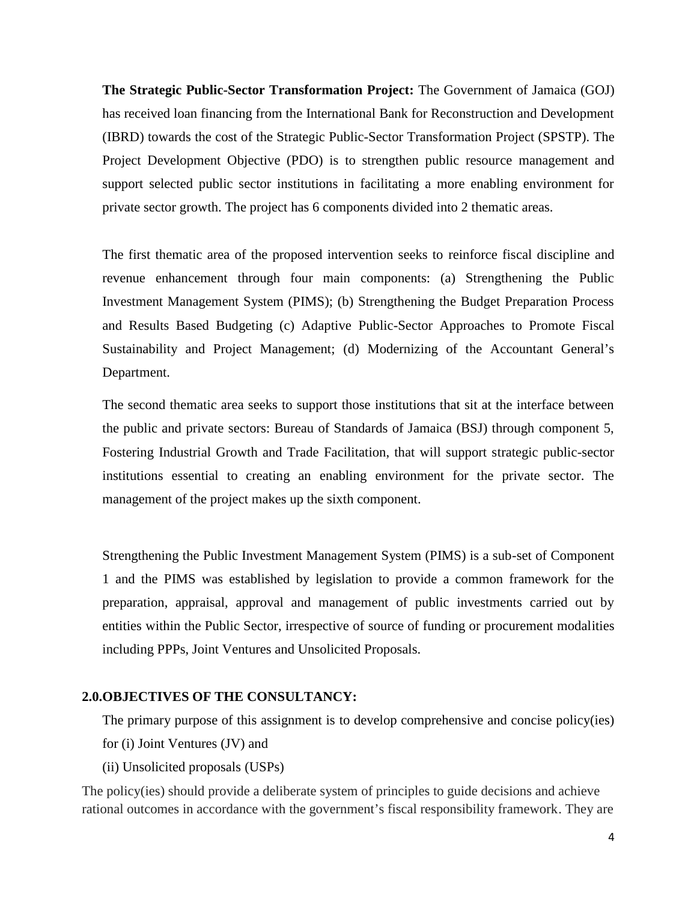**The Strategic Public-Sector Transformation Project:** The Government of Jamaica (GOJ) has received loan financing from the International Bank for Reconstruction and Development (IBRD) towards the cost of the Strategic Public-Sector Transformation Project (SPSTP). The Project Development Objective (PDO) is to strengthen public resource management and support selected public sector institutions in facilitating a more enabling environment for private sector growth. The project has 6 components divided into 2 thematic areas.

The first thematic area of the proposed intervention seeks to reinforce fiscal discipline and revenue enhancement through four main components: (a) Strengthening the Public Investment Management System (PIMS); (b) Strengthening the Budget Preparation Process and Results Based Budgeting (c) Adaptive Public-Sector Approaches to Promote Fiscal Sustainability and Project Management; (d) Modernizing of the Accountant General's Department.

The second thematic area seeks to support those institutions that sit at the interface between the public and private sectors: Bureau of Standards of Jamaica (BSJ) through component 5, Fostering Industrial Growth and Trade Facilitation, that will support strategic public-sector institutions essential to creating an enabling environment for the private sector. The management of the project makes up the sixth component.

Strengthening the Public Investment Management System (PIMS) is a sub-set of Component 1 and the PIMS was established by legislation to provide a common framework for the preparation, appraisal, approval and management of public investments carried out by entities within the Public Sector, irrespective of source of funding or procurement modalities including PPPs, Joint Ventures and Unsolicited Proposals.

## 2.0. OBJECTIVES OF THE CONSULTANCY:

The primary purpose of this assignment is to develop comprehensive and concise policy(ies) for (i) Joint Ventures (JV) and

(ii) Unsolicited proposals (USPs)

The policy(ies) should provide a deliberate system of principles to guide decisions and achieve rational outcomes in accordance with the government's fiscal responsibility framework. They are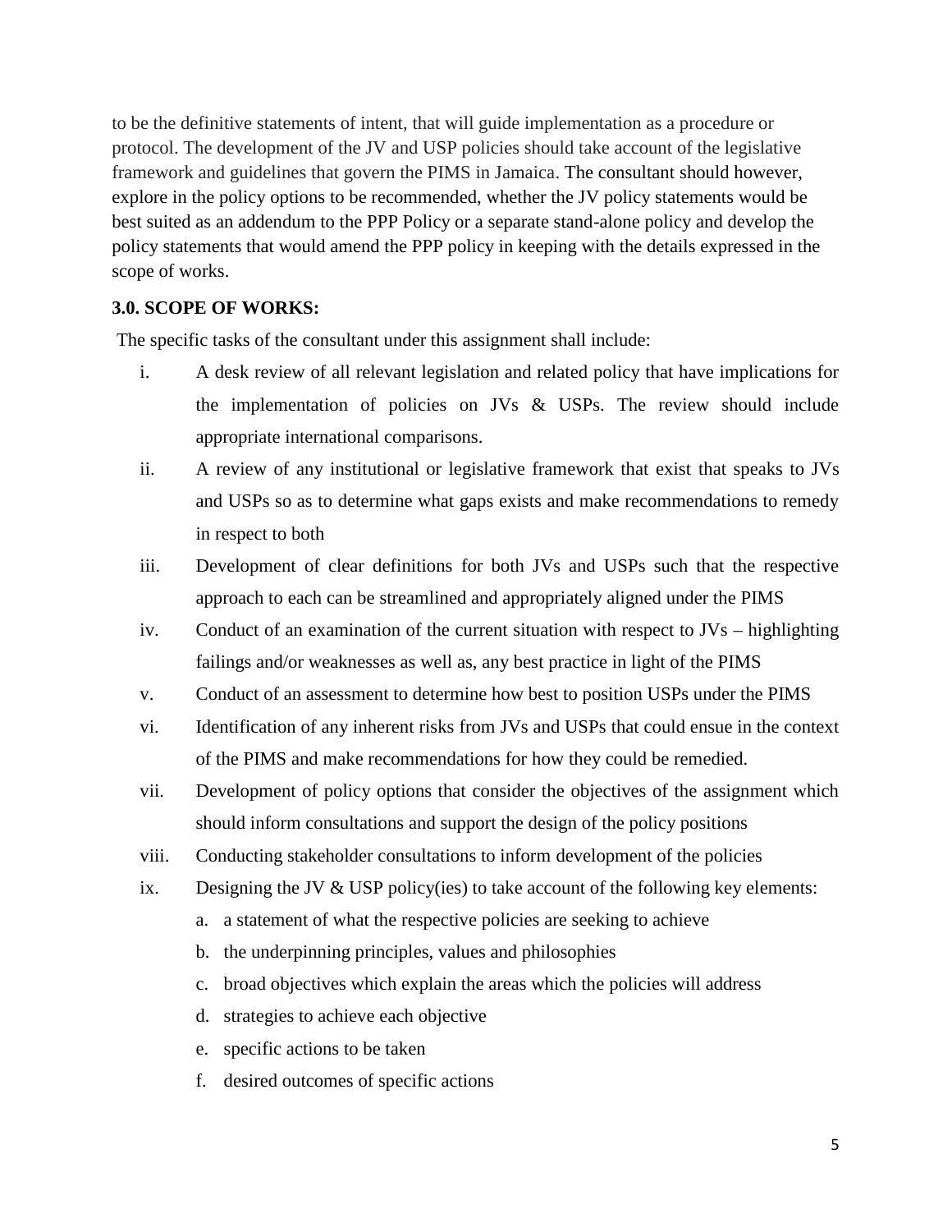to be the definitive statements of intent, that will guide implementation as a procedure or protocol. The development of the JV and USP policies should take account of the legislative framework and guidelines that govern the PIMS in Jamaica. The consultant should however, explore in the policy options to be recommended, whether the JV policy statements would be best suited as an addendum to the PPP Policy or a separate stand-alone policy and develop the policy statements that would amend the PPP policy in keeping with the details expressed in the scope of works.

### 3.0. SCOPE OF WORKS:

The specific tasks of the consultant under this assignment shall include:

i. A desk review of all relevant legislation and related policy that have implications for the implementation of policies on JVs & USPs. The review should include appropriate international comparisons.

ii. A review of any institutional or legislative framework that exist that speaks to JVs and USPs so as to determine what gaps exists and make recommendations to remedy in respect to both

iii. Development of clear definitions for both JVs and USPs such that the respective approach to each can be streamlined and appropriately aligned under the PIMS

iv. Conduct of an examination of the current situation with respect to JVs – highlighting failings and/or weaknesses as well as, any best practice in light of the PIMS

v. Conduct of an assessment to determine how best to position USPs under the PIMS

vi. Identification of any inherent risks from JVs and USPs that could ensue in the context of the PIMS and make recommendations for how they could be remedied.

vii. Development of policy options that consider the objectives of the assignment which should inform consultations and support the design of the policy positions

viii. Conducting stakeholder consultations to inform development of the policies

ix. Designing the JV & USP policy(ies) to take account of the following key elements:

   a. a statement of what the respective policies are seeking to achieve
   b. the underpinning principles, values and philosophies
   c. broad objectives which explain the areas which the policies will address
   d. strategies to achieve each objective
   e. specific actions to be taken
   f. desired outcomes of specific actions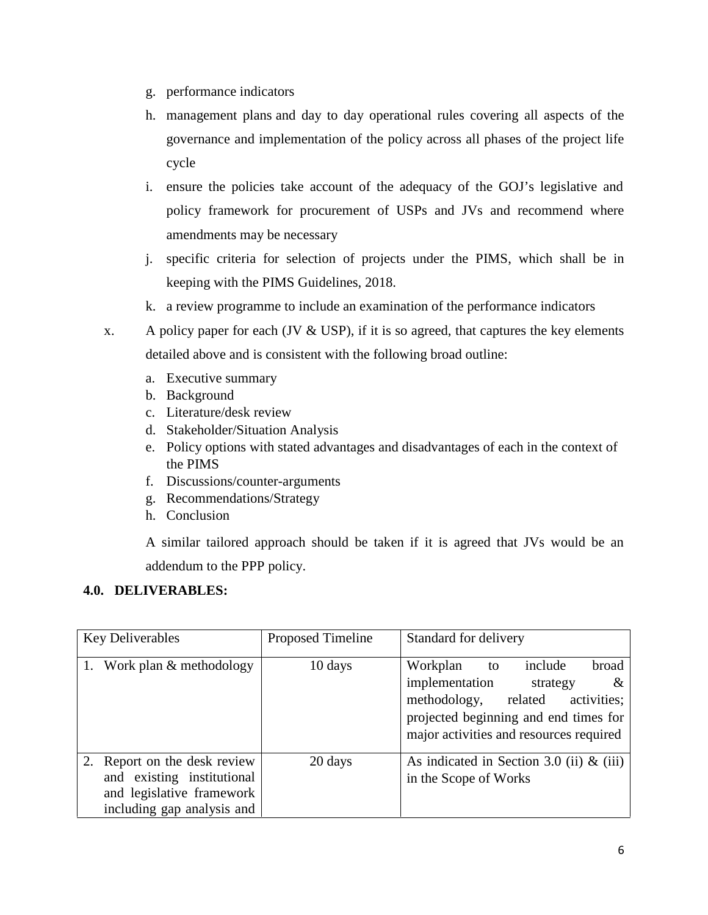g. performance indicators
h. management plans and day to day operational rules covering all aspects of the governance and implementation of the policy across all phases of the project life cycle
i. ensure the policies take account of the adequacy of the GOJ's legislative and policy framework for procurement of USPs and JVs and recommend where amendments may be necessary
j. specific criteria for selection of projects under the PIMS, which shall be in keeping with the PIMS Guidelines, 2018.
k. a review programme to include an examination of the performance indicators

x. A policy paper for each (JV & USP), if it is so agreed, that captures the key elements detailed above and is consistent with the following broad outline:

   a. Executive summary
   b. Background
   c. Literature/desk review
   d. Stakeholder/Situation Analysis
   e. Policy options with stated advantages and disadvantages of each in the context of the PIMS
   f. Discussions/counter-arguments
   g. Recommendations/Strategy
   h. Conclusion

   A similar tailored approach should be taken if it is agreed that JVs would be an addendum to the PPP policy.

## 4.0. DELIVERABLES:

| Key Deliverables | Proposed Timeline | Standard for delivery |
|---|---|---|
| 1. Work plan & methodology | 10 days | Workplan to include broad implementation strategy & methodology, related activities; projected beginning and end times for major activities and resources required |
| 2. Report on the desk review and existing institutional and legislative framework including gap analysis and | 20 days | As indicated in Section 3.0 (ii) & (iii) in the Scope of Works |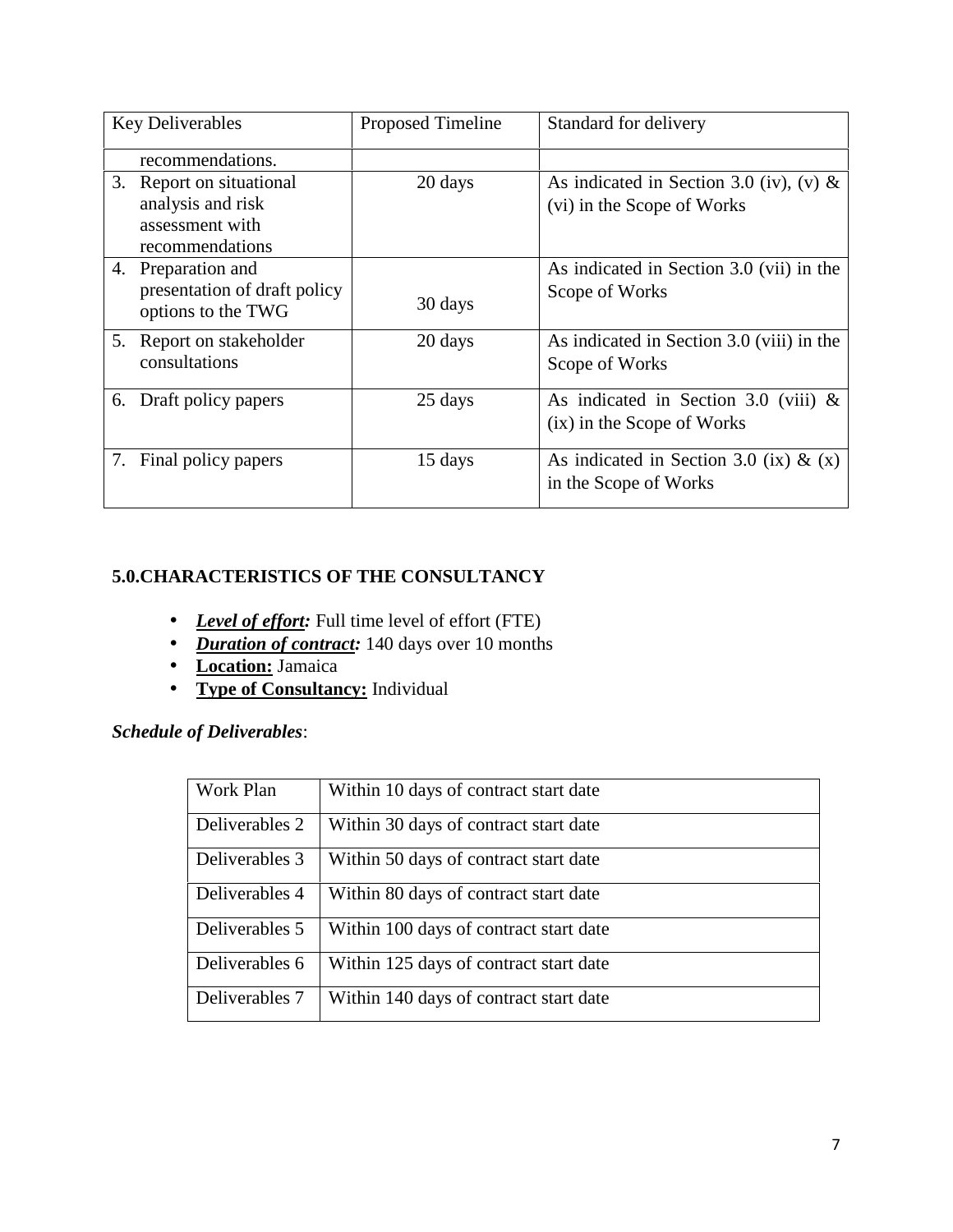| Key Deliverables | Proposed Timeline | Standard for delivery |
|---|---|---|
| recommendations. | | |
| 3. Report on situational analysis and risk assessment with recommendations | 20 days | As indicated in Section 3.0 (iv), (v) & (vi) in the Scope of Works |
| 4. Preparation and presentation of draft policy options to the TWG | 30 days | As indicated in Section 3.0 (vii) in the Scope of Works |
| 5. Report on stakeholder consultations | 20 days | As indicated in Section 3.0 (viii) in the Scope of Works |
| 6. Draft policy papers | 25 days | As indicated in Section 3.0 (viii) & (ix) in the Scope of Works |
| 7. Final policy papers | 15 days | As indicated in Section 3.0 (ix) & (x) in the Scope of Works |

## 5.0.CHARACTERISTICS OF THE CONSULTANCY

- ***Level of effort:*** Full time level of effort (FTE)
- ***Duration of contract:*** 140 days over 10 months
- **Location:** Jamaica
- **Type of Consultancy:** Individual

***Schedule of Deliverables***:

| Work Plan | Within 10 days of contract start date |
|---|---|
| Deliverables 2 | Within 30 days of contract start date |
| Deliverables 3 | Within 50 days of contract start date |
| Deliverables 4 | Within 80 days of contract start date |
| Deliverables 5 | Within 100 days of contract start date |
| Deliverables 6 | Within 125 days of contract start date |
| Deliverables 7 | Within 140 days of contract start date |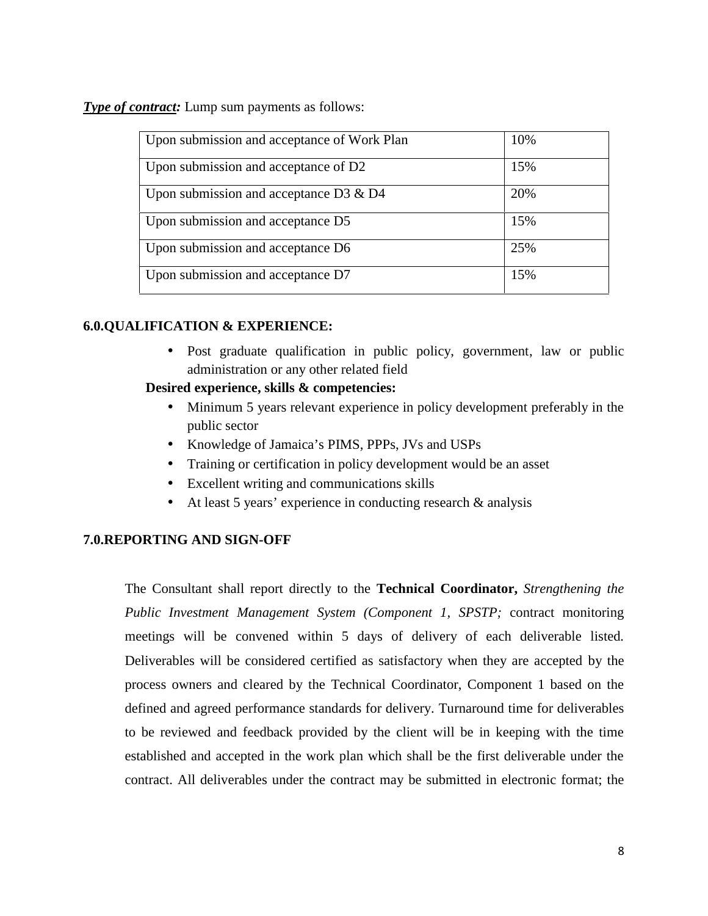***Type of contract:*** Lump sum payments as follows:

| Upon submission and acceptance of Work Plan | 10% |
|---|---|
| Upon submission and acceptance of D2 | 15% |
| Upon submission and acceptance D3 & D4 | 20% |
| Upon submission and acceptance D5 | 15% |
| Upon submission and acceptance D6 | 25% |
| Upon submission and acceptance D7 | 15% |

## 6.0.QUALIFICATION & EXPERIENCE:

- Post graduate qualification in public policy, government, law or public administration or any other related field

**Desired experience, skills & competencies:**

- Minimum 5 years relevant experience in policy development preferably in the public sector
- Knowledge of Jamaica's PIMS, PPPs, JVs and USPs
- Training or certification in policy development would be an asset
- Excellent writing and communications skills
- At least 5 years' experience in conducting research & analysis

## 7.0.REPORTING AND SIGN-OFF

The Consultant shall report directly to the **Technical Coordinator,** *Strengthening the Public Investment Management System (Component 1, SPSTP;* contract monitoring meetings will be convened within 5 days of delivery of each deliverable listed. Deliverables will be considered certified as satisfactory when they are accepted by the process owners and cleared by the Technical Coordinator, Component 1 based on the defined and agreed performance standards for delivery. Turnaround time for deliverables to be reviewed and feedback provided by the client will be in keeping with the time established and accepted in the work plan which shall be the first deliverable under the contract. All deliverables under the contract may be submitted in electronic format; the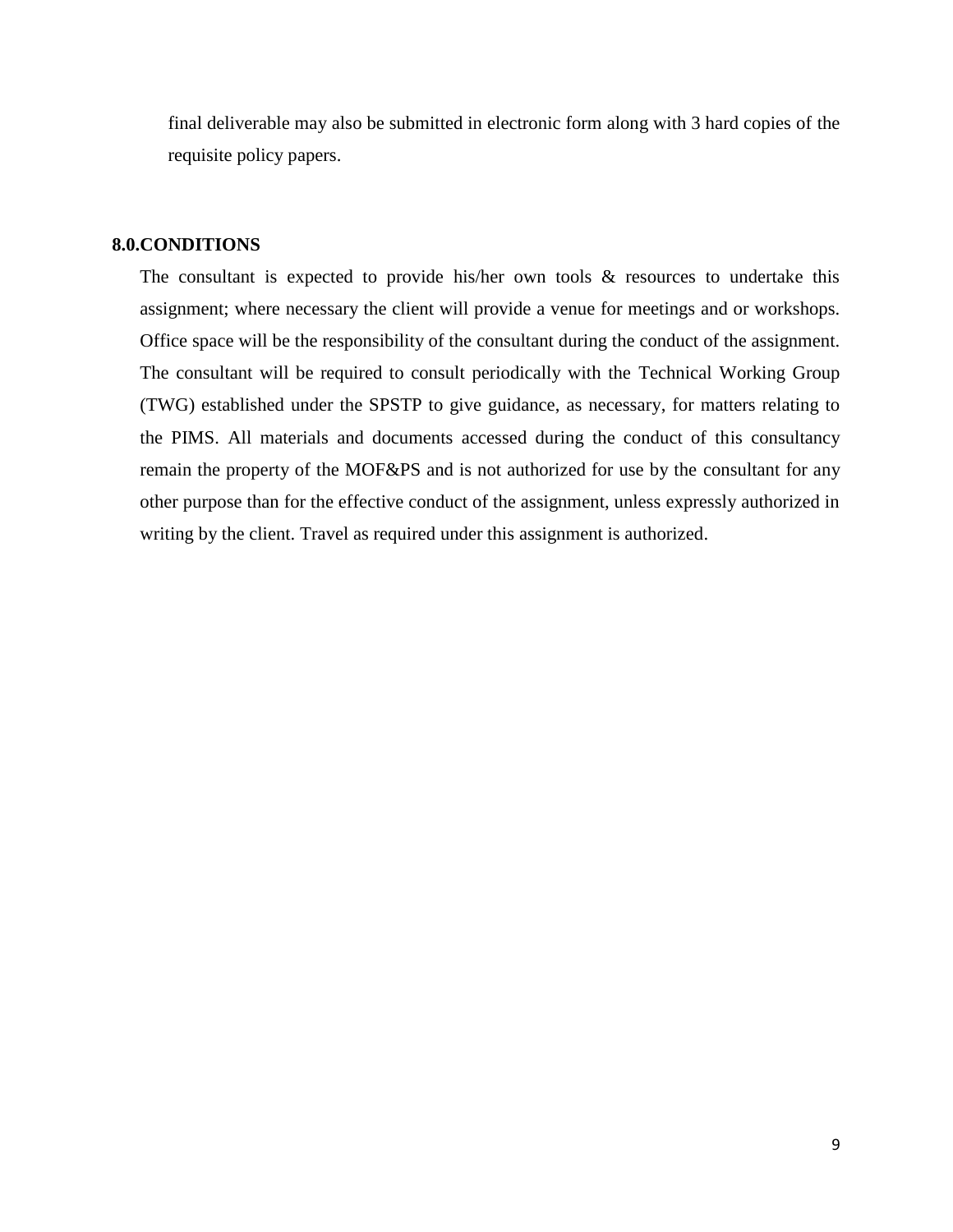final deliverable may also be submitted in electronic form along with 3 hard copies of the requisite policy papers.

## 8.0.CONDITIONS

The consultant is expected to provide his/her own tools & resources to undertake this assignment; where necessary the client will provide a venue for meetings and or workshops. Office space will be the responsibility of the consultant during the conduct of the assignment. The consultant will be required to consult periodically with the Technical Working Group (TWG) established under the SPSTP to give guidance, as necessary, for matters relating to the PIMS. All materials and documents accessed during the conduct of this consultancy remain the property of the MOF&PS and is not authorized for use by the consultant for any other purpose than for the effective conduct of the assignment, unless expressly authorized in writing by the client. Travel as required under this assignment is authorized.